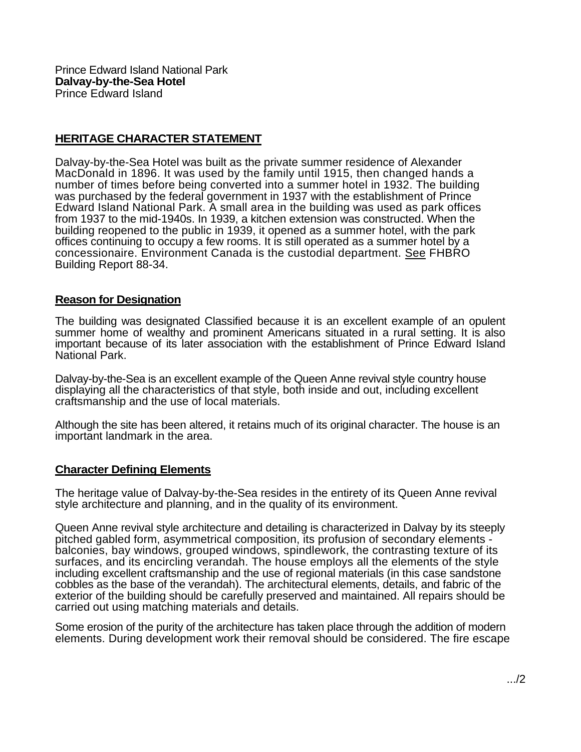Prince Edward Island National Park
**Dalvay-by-the-Sea Hotel**
Prince Edward Island

## HERITAGE CHARACTER STATEMENT

Dalvay-by-the-Sea Hotel was built as the private summer residence of Alexander MacDonald in 1896. It was used by the family until 1915, then changed hands a number of times before being converted into a summer hotel in 1932. The building was purchased by the federal government in 1937 with the establishment of Prince Edward Island National Park. A small area in the building was used as park offices from 1937 to the mid-1940s. In 1939, a kitchen extension was constructed. When the building reopened to the public in 1939, it opened as a summer hotel, with the park offices continuing to occupy a few rooms. It is still operated as a summer hotel by a concessionaire. Environment Canada is the custodial department. See FHBRO Building Report 88-34.

### Reason for Designation

The building was designated Classified because it is an excellent example of an opulent summer home of wealthy and prominent Americans situated in a rural setting. It is also important because of its later association with the establishment of Prince Edward Island National Park.

Dalvay-by-the-Sea is an excellent example of the Queen Anne revival style country house displaying all the characteristics of that style, both inside and out, including excellent craftsmanship and the use of local materials.

Although the site has been altered, it retains much of its original character. The house is an important landmark in the area.

### Character Defining Elements

The heritage value of Dalvay-by-the-Sea resides in the entirety of its Queen Anne revival style architecture and planning, and in the quality of its environment.

Queen Anne revival style architecture and detailing is characterized in Dalvay by its steeply pitched gabled form, asymmetrical composition, its profusion of secondary elements - balconies, bay windows, grouped windows, spindlework, the contrasting texture of its surfaces, and its encircling verandah. The house employs all the elements of the style including excellent craftsmanship and the use of regional materials (in this case sandstone cobbles as the base of the verandah). The architectural elements, details, and fabric of the exterior of the building should be carefully preserved and maintained. All repairs should be carried out using matching materials and details.

Some erosion of the purity of the architecture has taken place through the addition of modern elements. During development work their removal should be considered. The fire escape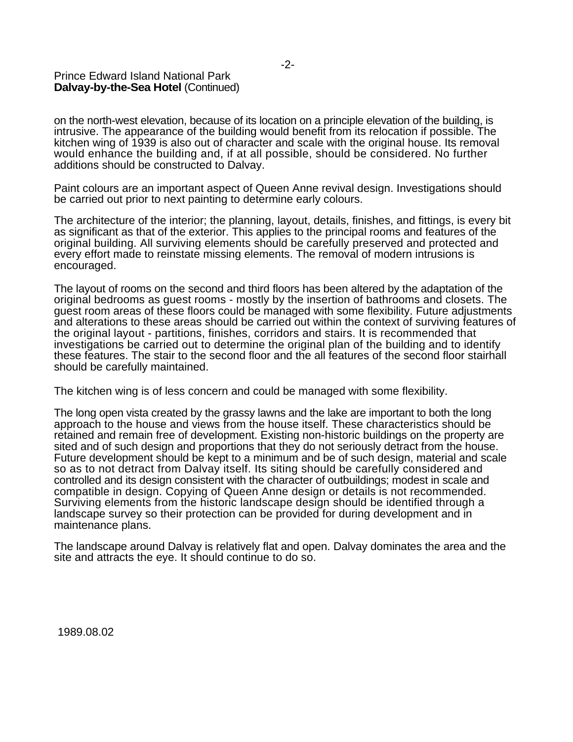Prince Edward Island National Park
**Dalvay-by-the-Sea Hotel** (Continued)

on the north-west elevation, because of its location on a principle elevation of the building, is intrusive. The appearance of the building would benefit from its relocation if possible. The kitchen wing of 1939 is also out of character and scale with the original house. Its removal would enhance the building and, if at all possible, should be considered. No further additions should be constructed to Dalvay.

Paint colours are an important aspect of Queen Anne revival design. Investigations should be carried out prior to next painting to determine early colours.

The architecture of the interior; the planning, layout, details, finishes, and fittings, is every bit as significant as that of the exterior. This applies to the principal rooms and features of the original building. All surviving elements should be carefully preserved and protected and every effort made to reinstate missing elements. The removal of modern intrusions is encouraged.

The layout of rooms on the second and third floors has been altered by the adaptation of the original bedrooms as guest rooms - mostly by the insertion of bathrooms and closets. The guest room areas of these floors could be managed with some flexibility. Future adjustments and alterations to these areas should be carried out within the context of surviving features of the original layout - partitions, finishes, corridors and stairs. It is recommended that investigations be carried out to determine the original plan of the building and to identify these features. The stair to the second floor and the all features of the second floor stairhall should be carefully maintained.

The kitchen wing is of less concern and could be managed with some flexibility.

The long open vista created by the grassy lawns and the lake are important to both the long approach to the house and views from the house itself. These characteristics should be retained and remain free of development. Existing non-historic buildings on the property are sited and of such design and proportions that they do not seriously detract from the house. Future development should be kept to a minimum and be of such design, material and scale so as to not detract from Dalvay itself. Its siting should be carefully considered and controlled and its design consistent with the character of outbuildings; modest in scale and compatible in design. Copying of Queen Anne design or details is not recommended. Surviving elements from the historic landscape design should be identified through a landscape survey so their protection can be provided for during development and in maintenance plans.

The landscape around Dalvay is relatively flat and open. Dalvay dominates the area and the site and attracts the eye. It should continue to do so.

1989.08.02